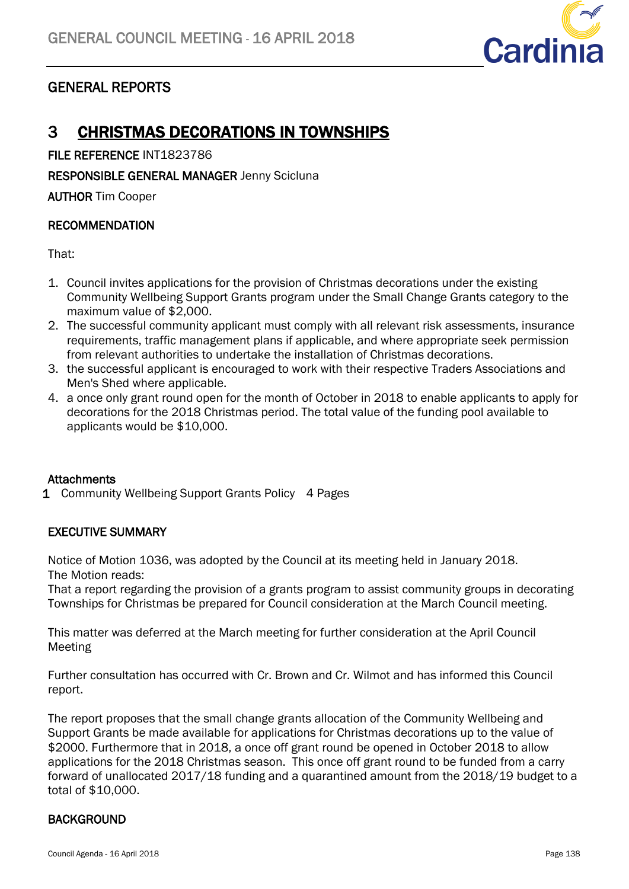## GENERAL REPORTS

# 3 CHRISTMAS DECORATIONS IN TOWNSHIPS

**FILE REFERENCE** INT1823786

**RESPONSIBLE GENERAL MANAGER** Jenny Scicluna

**AUTHOR** Tim Cooper

### RECOMMENDATION

That:

1. Council invites applications for the provision of Christmas decorations under the existing Community Wellbeing Support Grants program under the Small Change Grants category to the maximum value of $2,000.
2. The successful community applicant must comply with all relevant risk assessments, insurance requirements, traffic management plans if applicable, and where appropriate seek permission from relevant authorities to undertake the installation of Christmas decorations.
3. the successful applicant is encouraged to work with their respective Traders Associations and Men's Shed where applicable.
4. a once only grant round open for the month of October in 2018 to enable applicants to apply for decorations for the 2018 Christmas period. The total value of the funding pool available to applicants would be $10,000.

**Attachments**

1 Community Wellbeing Support Grants Policy 4 Pages

### EXECUTIVE SUMMARY

Notice of Motion 1036, was adopted by the Council at its meeting held in January 2018.
The Motion reads:
That a report regarding the provision of a grants program to assist community groups in decorating Townships for Christmas be prepared for Council consideration at the March Council meeting.

This matter was deferred at the March meeting for further consideration at the April Council Meeting

Further consultation has occurred with Cr. Brown and Cr. Wilmot and has informed this Council report.

The report proposes that the small change grants allocation of the Community Wellbeing and Support Grants be made available for applications for Christmas decorations up to the value of $2000. Furthermore that in 2018, a once off grant round be opened in October 2018 to allow applications for the 2018 Christmas season. This once off grant round to be funded from a carry forward of unallocated 2017/18 funding and a quarantined amount from the 2018/19 budget to a total of $10,000.

### BACKGROUND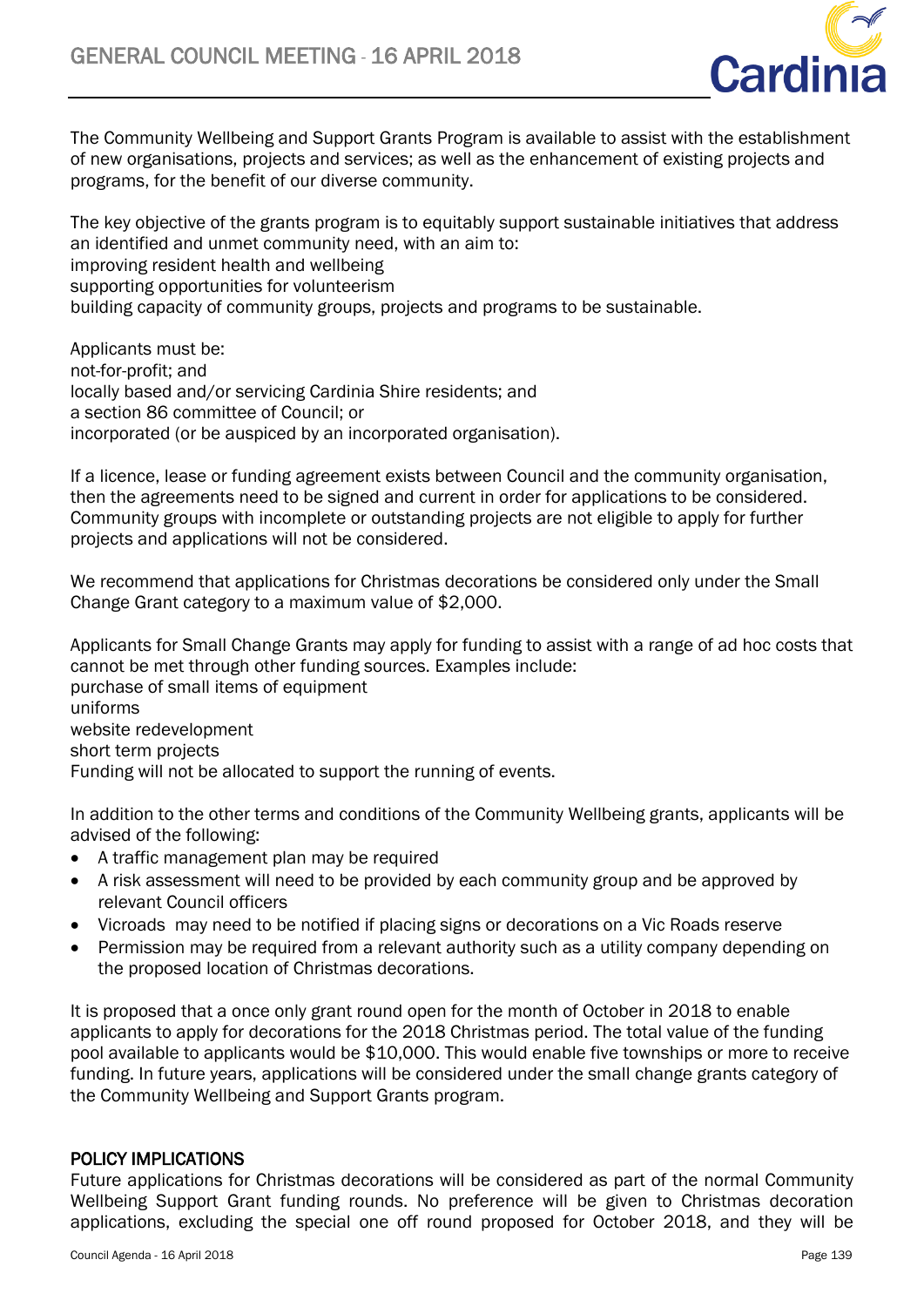The Community Wellbeing and Support Grants Program is available to assist with the establishment of new organisations, projects and services; as well as the enhancement of existing projects and programs, for the benefit of our diverse community.

The key objective of the grants program is to equitably support sustainable initiatives that address an identified and unmet community need, with an aim to:
improving resident health and wellbeing
supporting opportunities for volunteerism
building capacity of community groups, projects and programs to be sustainable.

Applicants must be:
not-for-profit; and
locally based and/or servicing Cardinia Shire residents; and
a section 86 committee of Council; or
incorporated (or be auspiced by an incorporated organisation).

If a licence, lease or funding agreement exists between Council and the community organisation, then the agreements need to be signed and current in order for applications to be considered. Community groups with incomplete or outstanding projects are not eligible to apply for further projects and applications will not be considered.

We recommend that applications for Christmas decorations be considered only under the Small Change Grant category to a maximum value of $2,000.

Applicants for Small Change Grants may apply for funding to assist with a range of ad hoc costs that cannot be met through other funding sources. Examples include:
purchase of small items of equipment
uniforms
website redevelopment
short term projects
Funding will not be allocated to support the running of events.

In addition to the other terms and conditions of the Community Wellbeing grants, applicants will be advised of the following:

- A traffic management plan may be required
- A risk assessment will need to be provided by each community group and be approved by relevant Council officers
- Vicroads may need to be notified if placing signs or decorations on a Vic Roads reserve
- Permission may be required from a relevant authority such as a utility company depending on the proposed location of Christmas decorations.

It is proposed that a once only grant round open for the month of October in 2018 to enable applicants to apply for decorations for the 2018 Christmas period. The total value of the funding pool available to applicants would be $10,000. This would enable five townships or more to receive funding. In future years, applications will be considered under the small change grants category of the Community Wellbeing and Support Grants program.

## POLICY IMPLICATIONS

Future applications for Christmas decorations will be considered as part of the normal Community Wellbeing Support Grant funding rounds. No preference will be given to Christmas decoration applications, excluding the special one off round proposed for October 2018, and they will be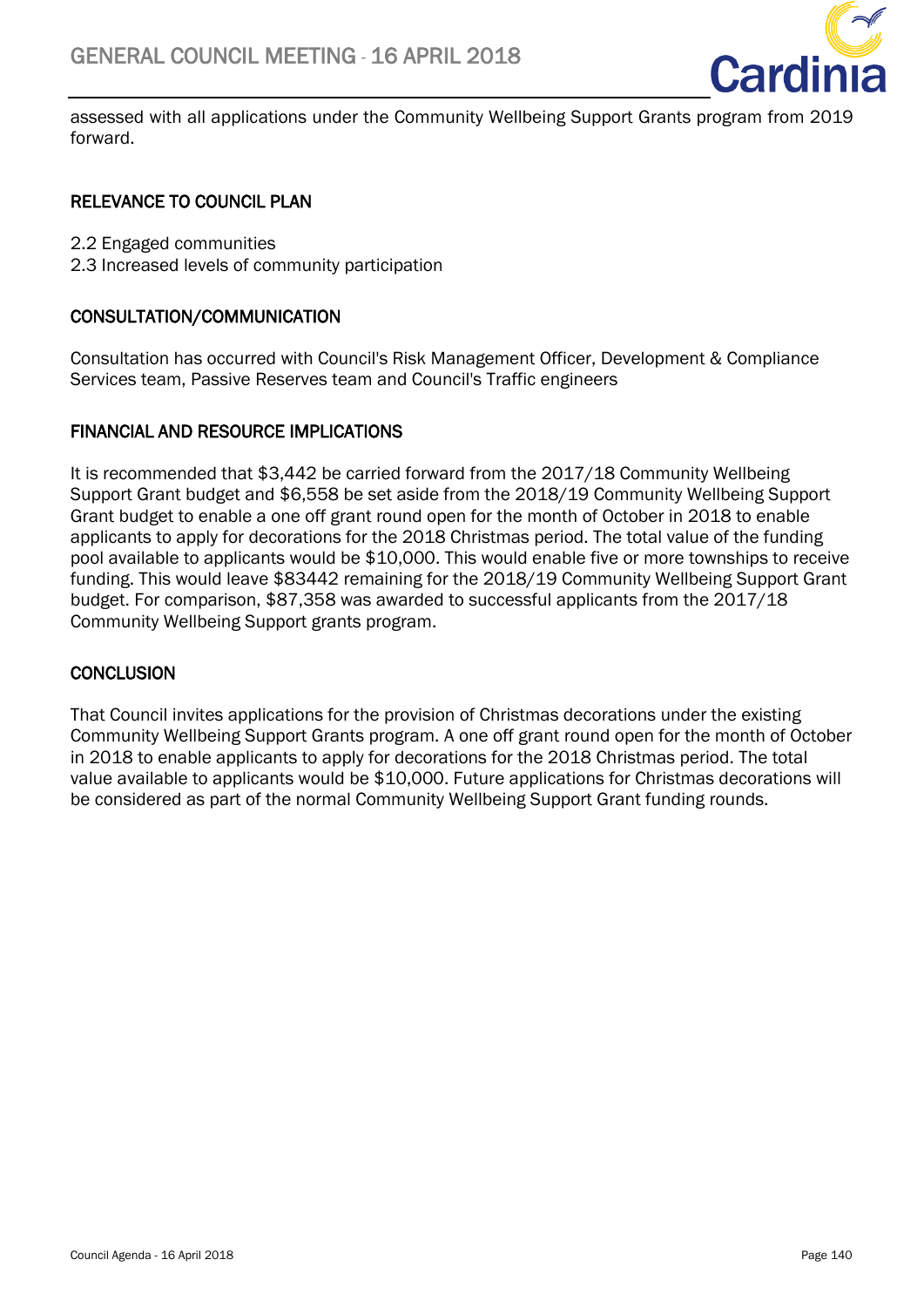assessed with all applications under the Community Wellbeing Support Grants program from 2019 forward.

## RELEVANCE TO COUNCIL PLAN

2.2 Engaged communities
2.3 Increased levels of community participation

## CONSULTATION/COMMUNICATION

Consultation has occurred with Council's Risk Management Officer, Development & Compliance Services team, Passive Reserves team and Council's Traffic engineers

## FINANCIAL AND RESOURCE IMPLICATIONS

It is recommended that $3,442 be carried forward from the 2017/18 Community Wellbeing Support Grant budget and $6,558 be set aside from the 2018/19 Community Wellbeing Support Grant budget to enable a one off grant round open for the month of October in 2018 to enable applicants to apply for decorations for the 2018 Christmas period. The total value of the funding pool available to applicants would be $10,000. This would enable five or more townships to receive funding. This would leave $83442 remaining for the 2018/19 Community Wellbeing Support Grant budget. For comparison, $87,358 was awarded to successful applicants from the 2017/18 Community Wellbeing Support grants program.

## CONCLUSION

That Council invites applications for the provision of Christmas decorations under the existing Community Wellbeing Support Grants program. A one off grant round open for the month of October in 2018 to enable applicants to apply for decorations for the 2018 Christmas period. The total value available to applicants would be $10,000. Future applications for Christmas decorations will be considered as part of the normal Community Wellbeing Support Grant funding rounds.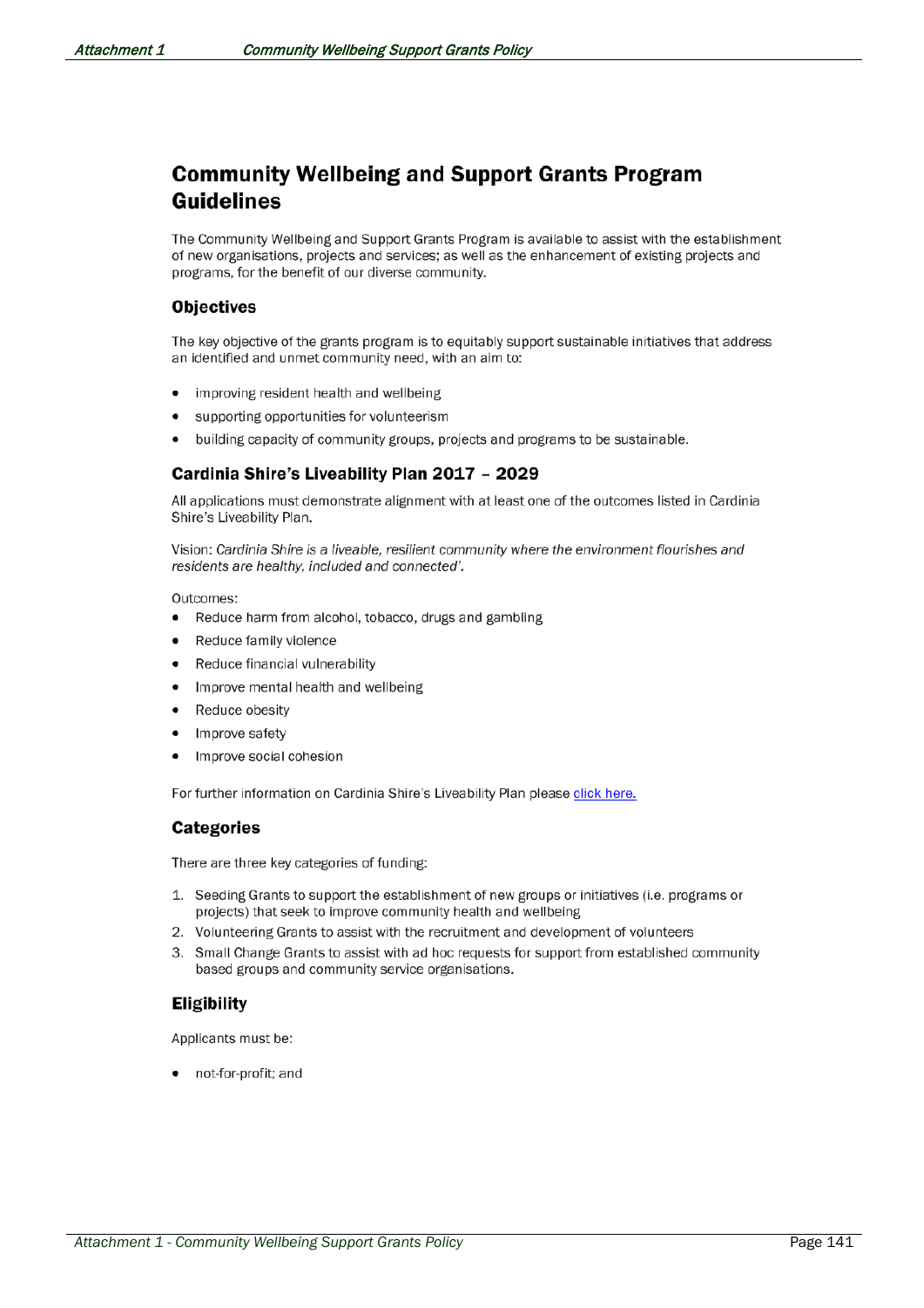# Community Wellbeing and Support Grants Program Guidelines

The Community Wellbeing and Support Grants Program is available to assist with the establishment of new organisations, projects and services; as well as the enhancement of existing projects and programs, for the benefit of our diverse community.

## Objectives

The key objective of the grants program is to equitably support sustainable initiatives that address an identified and unmet community need, with an aim to:

- improving resident health and wellbeing
- supporting opportunities for volunteerism
- building capacity of community groups, projects and programs to be sustainable.

## Cardinia Shire's Liveability Plan 2017 – 2029

All applications must demonstrate alignment with at least one of the outcomes listed in Cardinia Shire's Liveability Plan.

Vision: *Cardinia Shire is a liveable, resilient community where the environment flourishes and residents are healthy, included and connected'.*

Outcomes:

- Reduce harm from alcohol, tobacco, drugs and gambling
- Reduce family violence
- Reduce financial vulnerability
- Improve mental health and wellbeing
- Reduce obesity
- Improve safety
- Improve social cohesion

For further information on Cardinia Shire's Liveability Plan please click here.

## Categories

There are three key categories of funding:

1. Seeding Grants to support the establishment of new groups or initiatives (i.e. programs or projects) that seek to improve community health and wellbeing
2. Volunteering Grants to assist with the recruitment and development of volunteers
3. Small Change Grants to assist with ad hoc requests for support from established community based groups and community service organisations.

## Eligibility

Applicants must be:

- not-for-profit; and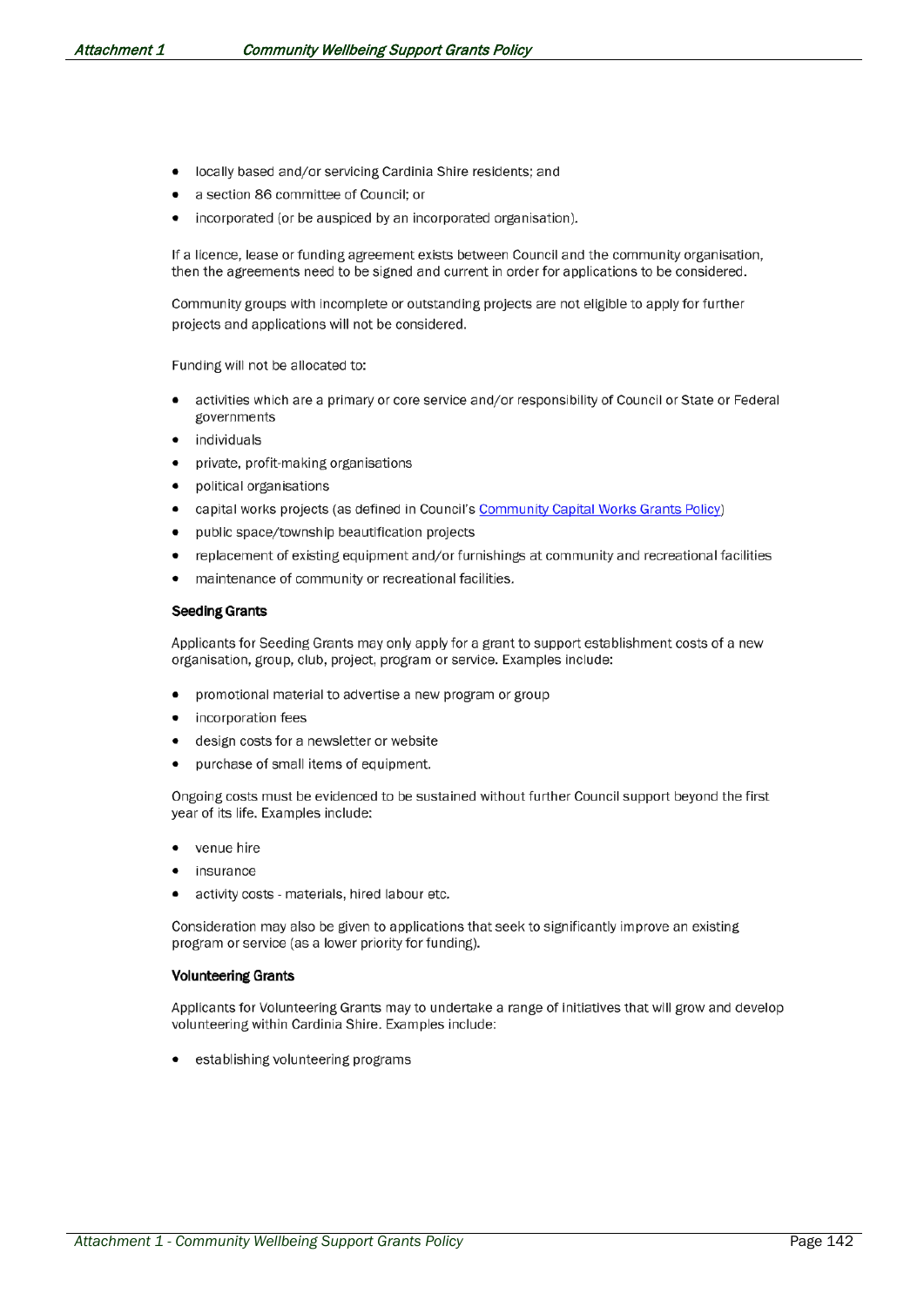- locally based and/or servicing Cardinia Shire residents; and
- a section 86 committee of Council; or
- incorporated (or be auspiced by an incorporated organisation).

If a licence, lease or funding agreement exists between Council and the community organisation, then the agreements need to be signed and current in order for applications to be considered.

Community groups with incomplete or outstanding projects are not eligible to apply for further projects and applications will not be considered.

Funding will not be allocated to:

- activities which are a primary or core service and/or responsibility of Council or State or Federal governments
- individuals
- private, profit-making organisations
- political organisations
- capital works projects (as defined in Council's Community Capital Works Grants Policy)
- public space/township beautification projects
- replacement of existing equipment and/or furnishings at community and recreational facilities
- maintenance of community or recreational facilities.

**Seeding Grants**

Applicants for Seeding Grants may only apply for a grant to support establishment costs of a new organisation, group, club, project, program or service. Examples include:

- promotional material to advertise a new program or group
- incorporation fees
- design costs for a newsletter or website
- purchase of small items of equipment.

Ongoing costs must be evidenced to be sustained without further Council support beyond the first year of its life. Examples include:

- venue hire
- insurance
- activity costs - materials, hired labour etc.

Consideration may also be given to applications that seek to significantly improve an existing program or service (as a lower priority for funding).

**Volunteering Grants**

Applicants for Volunteering Grants may to undertake a range of initiatives that will grow and develop volunteering within Cardinia Shire. Examples include:

- establishing volunteering programs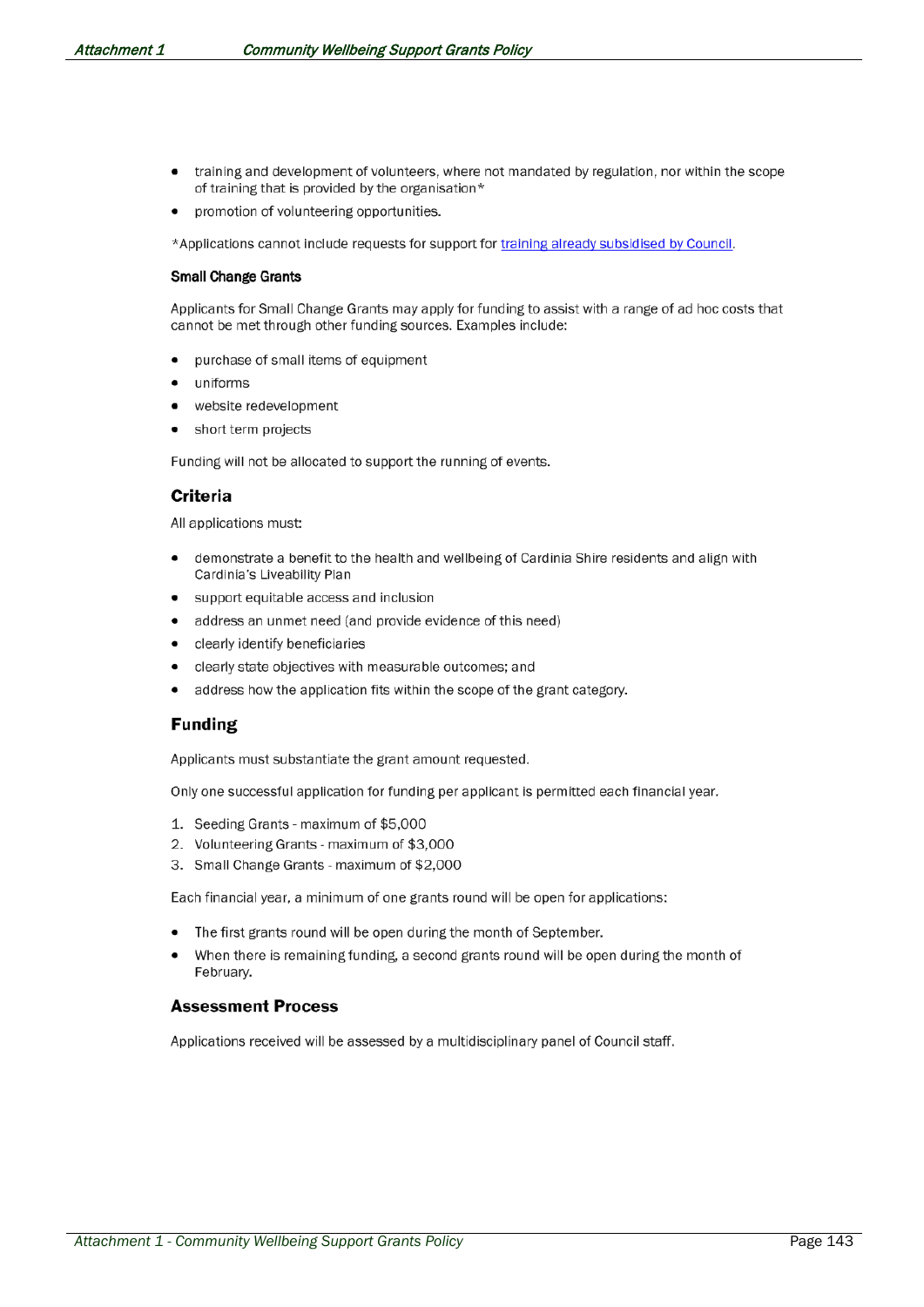- training and development of volunteers, where not mandated by regulation, nor within the scope of training that is provided by the organisation*
- promotion of volunteering opportunities.

*Applications cannot include requests for support for [training already subsidised by Council](#).

### Small Change Grants

Applicants for Small Change Grants may apply for funding to assist with a range of ad hoc costs that cannot be met through other funding sources. Examples include:

- purchase of small items of equipment
- uniforms
- website redevelopment
- short term projects

Funding will not be allocated to support the running of events.

## Criteria

All applications must:

- demonstrate a benefit to the health and wellbeing of Cardinia Shire residents and align with Cardinia's Liveability Plan
- support equitable access and inclusion
- address an unmet need (and provide evidence of this need)
- clearly identify beneficiaries
- clearly state objectives with measurable outcomes; and
- address how the application fits within the scope of the grant category.

## Funding

Applicants must substantiate the grant amount requested.

Only one successful application for funding per applicant is permitted each financial year.

1. Seeding Grants - maximum of $5,000
2. Volunteering Grants - maximum of $3,000
3. Small Change Grants - maximum of $2,000

Each financial year, a minimum of one grants round will be open for applications:

- The first grants round will be open during the month of September.
- When there is remaining funding, a second grants round will be open during the month of February.

## Assessment Process

Applications received will be assessed by a multidisciplinary panel of Council staff.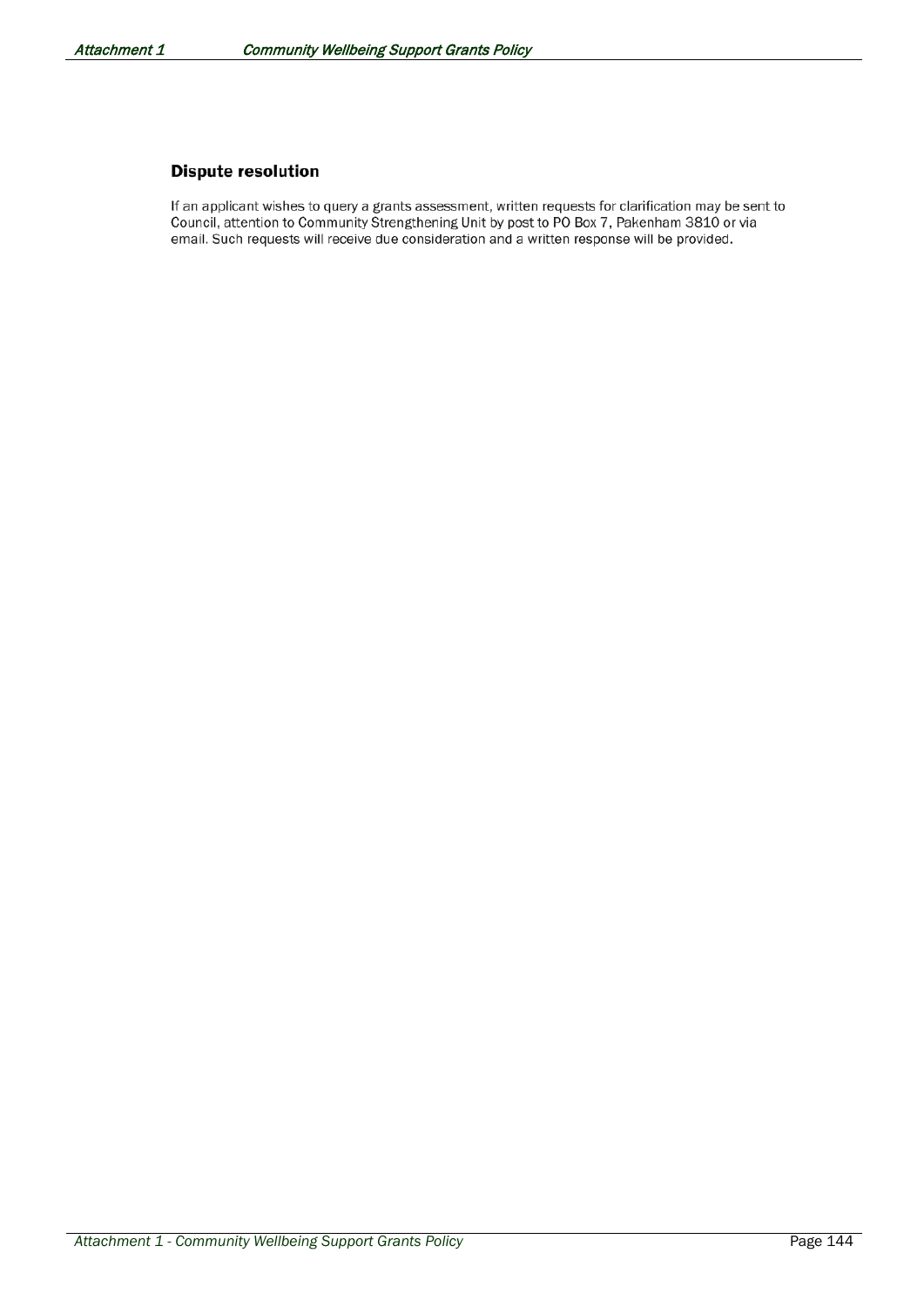## Dispute resolution

If an applicant wishes to query a grants assessment, written requests for clarification may be sent to Council, attention to Community Strengthening Unit by post to PO Box 7, Pakenham 3810 or via email. Such requests will receive due consideration and a written response will be provided.